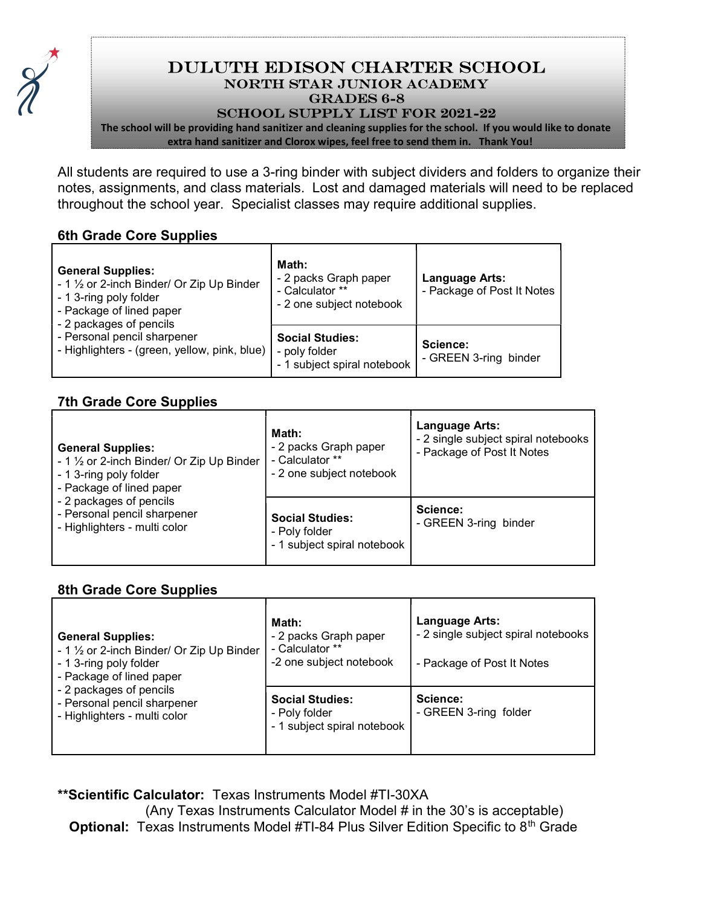# DULUTH EDISON CHARTER SCHOOL
## NORTH STAR JUNIOR ACADEMY
## GRADES 6-8
## SCHOOL SUPPLY LIST FOR 2021-22

**The school will be providing hand sanitizer and cleaning supplies for the school. If you would like to donate extra hand sanitizer and Clorox wipes, feel free to send them in. Thank You!**

All students are required to use a 3-ring binder with subject dividers and folders to organize their notes, assignments, and class materials. Lost and damaged materials will need to be replaced throughout the school year. Specialist classes may require additional supplies.

### 6th Grade Core Supplies

| General Supplies | Core Subjects | |
|---|---|---|
| **General Supplies:**<br>- 1 ½ or 2-inch Binder/ Or Zip Up Binder<br>- 1 3-ring poly folder<br>- Package of lined paper<br>- 2 packages of pencils<br>- Personal pencil sharpener<br>- Highlighters - (green, yellow, pink, blue) | **Math:**<br>- 2 packs Graph paper<br>- Calculator **<br>- 2 one subject notebook | **Language Arts:**<br>- Package of Post It Notes |
| | **Social Studies:**<br>- poly folder<br>- 1 subject spiral notebook | **Science:**<br>- GREEN 3-ring binder |

### 7th Grade Core Supplies

| General Supplies | Core Subjects | |
|---|---|---|
| **General Supplies:**<br>- 1 ½ or 2-inch Binder/ Or Zip Up Binder<br>- 1 3-ring poly folder<br>- Package of lined paper<br>- 2 packages of pencils<br>- Personal pencil sharpener<br>- Highlighters - multi color | **Math:**<br>- 2 packs Graph paper<br>- Calculator **<br>- 2 one subject notebook | **Language Arts:**<br>- 2 single subject spiral notebooks<br>- Package of Post It Notes |
| | **Social Studies:**<br>- Poly folder<br>- 1 subject spiral notebook | **Science:**<br>- GREEN 3-ring binder |

### 8th Grade Core Supplies

| General Supplies | Core Subjects | |
|---|---|---|
| **General Supplies:**<br>- 1 ½ or 2-inch Binder/ Or Zip Up Binder<br>- 1 3-ring poly folder<br>- Package of lined paper<br>- 2 packages of pencils<br>- Personal pencil sharpener<br>- Highlighters - multi color | **Math:**<br>- 2 packs Graph paper<br>- Calculator **<br>-2 one subject notebook | **Language Arts:**<br>- 2 single subject spiral notebooks<br>- Package of Post It Notes |
| | **Social Studies:**<br>- Poly folder<br>- 1 subject spiral notebook | **Science:**<br>- GREEN 3-ring folder |

****Scientific Calculator:** Texas Instruments Model #TI-30XA
(Any Texas Instruments Calculator Model # in the 30's is acceptable)

**Optional:** Texas Instruments Model #TI-84 Plus Silver Edition Specific to 8th Grade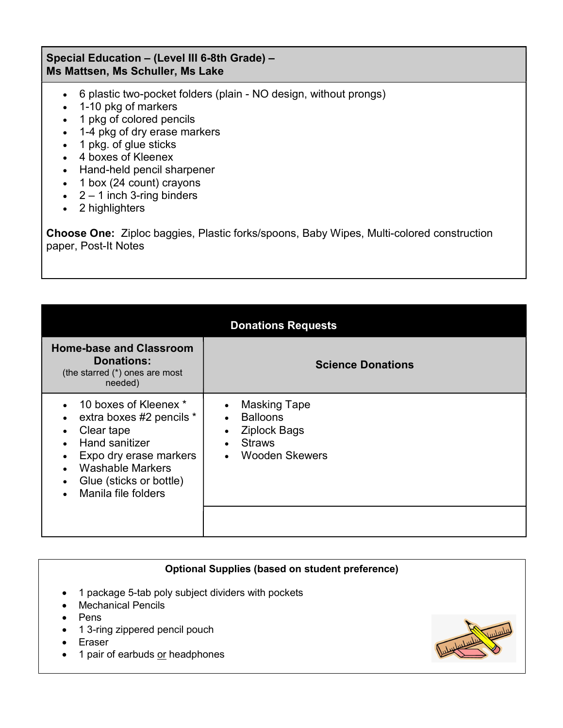## Special Education – (Level III 6-8th Grade) – Ms Mattsen, Ms Schuller, Ms Lake

- 6 plastic two-pocket folders (plain - NO design, without prongs)
- 1-10 pkg of markers
- 1 pkg of colored pencils
- 1-4 pkg of dry erase markers
- 1 pkg. of glue sticks
- 4 boxes of Kleenex
- Hand-held pencil sharpener
- 1 box (24 count) crayons
- 2 – 1 inch 3-ring binders
- 2 highlighters

**Choose One:** Ziploc baggies, Plastic forks/spoons, Baby Wipes, Multi-colored construction paper, Post-It Notes

## Donations Requests

| **Home-base and Classroom Donations:** (the starred (*) ones are most needed) | **Science Donations** |
|---|---|
| • 10 boxes of Kleenex *<br>• extra boxes #2 pencils *<br>• Clear tape<br>• Hand sanitizer<br>• Expo dry erase markers<br>• Washable Markers<br>• Glue (sticks or bottle)<br>• Manila file folders | • Masking Tape<br>• Balloons<br>• Ziplock Bags<br>• Straws<br>• Wooden Skewers |

### Optional Supplies (based on student preference)

- 1 package 5-tab poly subject dividers with pockets
- Mechanical Pencils
- Pens
- 1 3-ring zippered pencil pouch
- Eraser
- 1 pair of earbuds or headphones